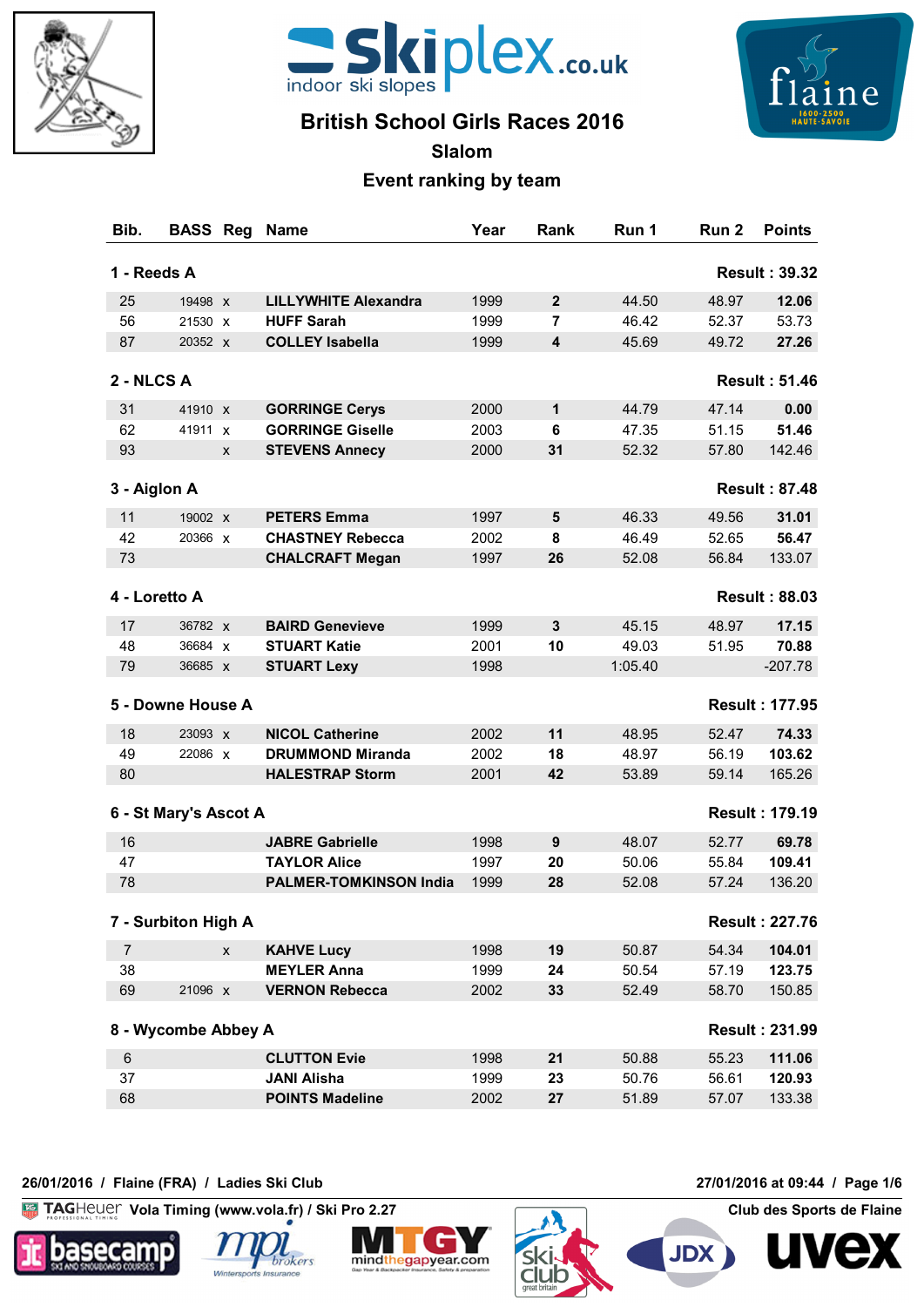# British School Girls Races 2016

## Slalom

### Event ranking by team

| Bib. | BASS | Reg | Name | Year | Rank | Run 1 | Run 2 | Points |
|---|---|---|---|---|---|---|---|---|
| **1 - Reeds A** | | | | | | | | **Result : 39.32** |
| 25 | 19498 | x | **LILLYWHITE Alexandra** | 1999 | **2** | 44.50 | 48.97 | **12.06** |
| 56 | 21530 | x | **HUFF Sarah** | 1999 | **7** | 46.42 | 52.37 | 53.73 |
| 87 | 20352 | x | **COLLEY Isabella** | 1999 | **4** | 45.69 | 49.72 | **27.26** |
| **2 - NLCS A** | | | | | | | | **Result : 51.46** |
| 31 | 41910 | x | **GORRINGE Cerys** | 2000 | **1** | 44.79 | 47.14 | **0.00** |
| 62 | 41911 | x | **GORRINGE Giselle** | 2003 | **6** | 47.35 | 51.15 | **51.46** |
| 93 | | x | **STEVENS Annecy** | 2000 | **31** | 52.32 | 57.80 | 142.46 |
| **3 - Aiglon A** | | | | | | | | **Result : 87.48** |
| 11 | 19002 | x | **PETERS Emma** | 1997 | **5** | 46.33 | 49.56 | **31.01** |
| 42 | 20366 | x | **CHASTNEY Rebecca** | 2002 | **8** | 46.49 | 52.65 | **56.47** |
| 73 | | | **CHALCRAFT Megan** | 1997 | **26** | 52.08 | 56.84 | 133.07 |
| **4 - Loretto A** | | | | | | | | **Result : 88.03** |
| 17 | 36782 | x | **BAIRD Genevieve** | 1999 | **3** | 45.15 | 48.97 | **17.15** |
| 48 | 36684 | x | **STUART Katie** | 2001 | **10** | 49.03 | 51.95 | **70.88** |
| 79 | 36685 | x | **STUART Lexy** | 1998 | | 1:05.40 | | -207.78 |
| **5 - Downe House A** | | | | | | | | **Result : 177.95** |
| 18 | 23093 | x | **NICOL Catherine** | 2002 | **11** | 48.95 | 52.47 | **74.33** |
| 49 | 22086 | x | **DRUMMOND Miranda** | 2002 | **18** | 48.97 | 56.19 | **103.62** |
| 80 | | | **HALESTRAP Storm** | 2001 | **42** | 53.89 | 59.14 | 165.26 |
| **6 - St Mary's Ascot A** | | | | | | | | **Result : 179.19** |
| 16 | | | **JABRE Gabrielle** | 1998 | **9** | 48.07 | 52.77 | **69.78** |
| 47 | | | **TAYLOR Alice** | 1997 | **20** | 50.06 | 55.84 | **109.41** |
| 78 | | | **PALMER-TOMKINSON India** | 1999 | **28** | 52.08 | 57.24 | 136.20 |
| **7 - Surbiton High A** | | | | | | | | **Result : 227.76** |
| 7 | | x | **KAHVE Lucy** | 1998 | **19** | 50.87 | 54.34 | **104.01** |
| 38 | | | **MEYLER Anna** | 1999 | **24** | 50.54 | 57.19 | **123.75** |
| 69 | 21096 | x | **VERNON Rebecca** | 2002 | **33** | 52.49 | 58.70 | 150.85 |
| **8 - Wycombe Abbey A** | | | | | | | | **Result : 231.99** |
| 6 | | | **CLUTTON Evie** | 1998 | **21** | 50.88 | 55.23 | **111.06** |
| 37 | | | **JANI Alisha** | 1999 | **23** | 50.76 | 56.61 | **120.93** |
| 68 | | | **POINTS Madeline** | 2002 | **27** | 51.89 | 57.07 | 133.38 |

26/01/2016 / Flaine (FRA) / Ladies Ski Club — 27/01/2016 at 09:44

Vola Timing (www.vola.fr) / Ski Pro 2.27 — Club des Sports de Flaine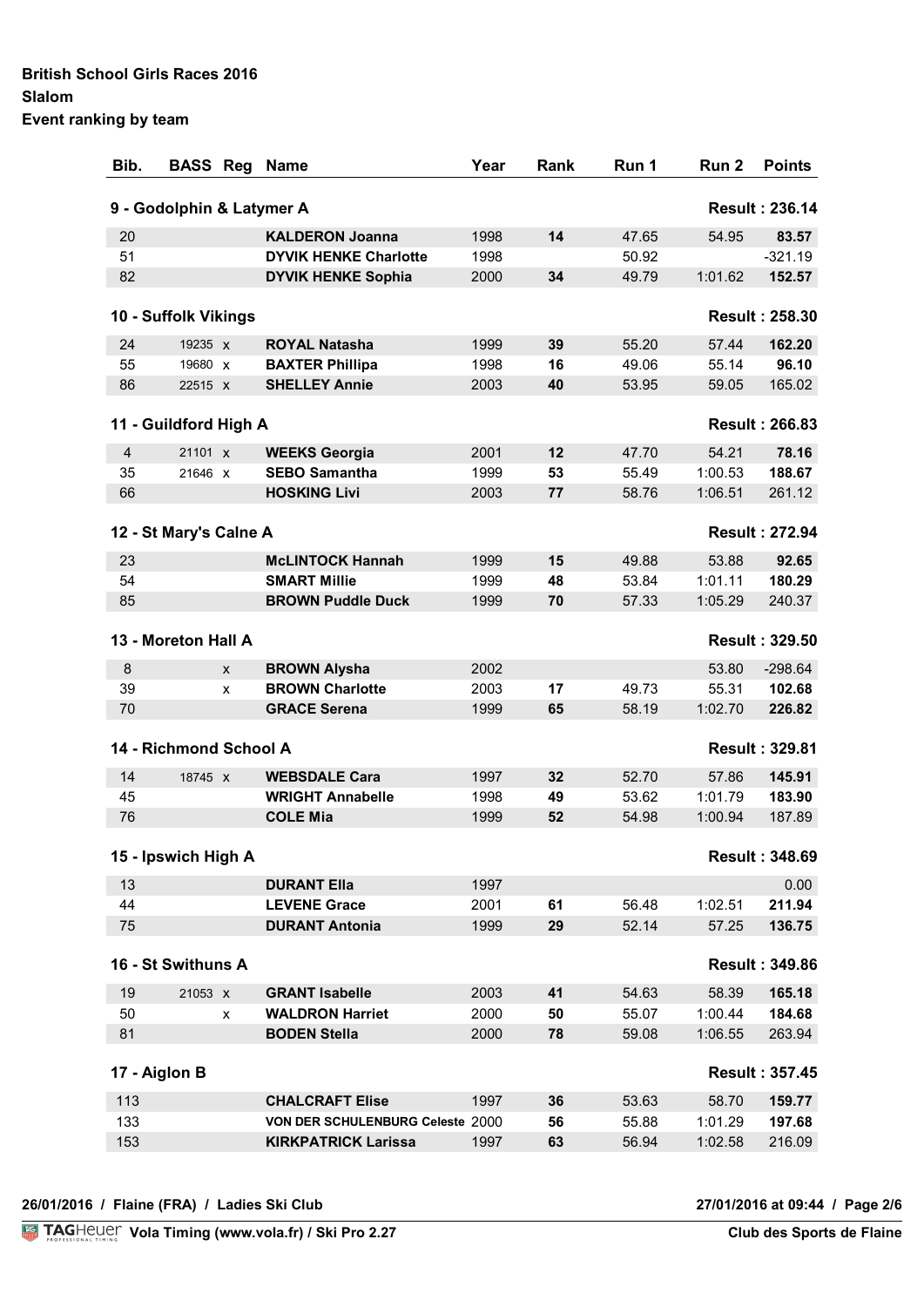**British School Girls Races 2016**
**Slalom**
**Event ranking by team**

| Bib. | BASS | Reg | Name | Year | Rank | Run 1 | Run 2 | Points |
|---|---|---|---|---|---|---|---|---|
| **9 - Godolphin & Latymer A** | | | | | | | | **Result : 236.14** |
| 20 | | | **KALDERON Joanna** | 1998 | **14** | 47.65 | 54.95 | **83.57** |
| 51 | | | **DYVIK HENKE Charlotte** | 1998 | | 50.92 | | -321.19 |
| 82 | | | **DYVIK HENKE Sophia** | 2000 | **34** | 49.79 | 1:01.62 | **152.57** |
| **10 - Suffolk Vikings** | | | | | | | | **Result : 258.30** |
| 24 | 19235 | x | **ROYAL Natasha** | 1999 | **39** | 55.20 | 57.44 | **162.20** |
| 55 | 19680 | x | **BAXTER Phillipa** | 1998 | **16** | 49.06 | 55.14 | **96.10** |
| 86 | 22515 | x | **SHELLEY Annie** | 2003 | **40** | 53.95 | 59.05 | 165.02 |
| **11 - Guildford High A** | | | | | | | | **Result : 266.83** |
| 4 | 21101 | x | **WEEKS Georgia** | 2001 | **12** | 47.70 | 54.21 | **78.16** |
| 35 | 21646 | x | **SEBO Samantha** | 1999 | **53** | 55.49 | 1:00.53 | **188.67** |
| 66 | | | **HOSKING Livi** | 2003 | **77** | 58.76 | 1:06.51 | 261.12 |
| **12 - St Mary's Calne A** | | | | | | | | **Result : 272.94** |
| 23 | | | **McLINTOCK Hannah** | 1999 | **15** | 49.88 | 53.88 | **92.65** |
| 54 | | | **SMART Millie** | 1999 | **48** | 53.84 | 1:01.11 | **180.29** |
| 85 | | | **BROWN Puddle Duck** | 1999 | **70** | 57.33 | 1:05.29 | 240.37 |
| **13 - Moreton Hall A** | | | | | | | | **Result : 329.50** |
| 8 | | x | **BROWN Alysha** | 2002 | | | 53.80 | -298.64 |
| 39 | | x | **BROWN Charlotte** | 2003 | **17** | 49.73 | 55.31 | **102.68** |
| 70 | | | **GRACE Serena** | 1999 | **65** | 58.19 | 1:02.70 | **226.82** |
| **14 - Richmond School A** | | | | | | | | **Result : 329.81** |
| 14 | 18745 | x | **WEBSDALE Cara** | 1997 | **32** | 52.70 | 57.86 | **145.91** |
| 45 | | | **WRIGHT Annabelle** | 1998 | **49** | 53.62 | 1:01.79 | **183.90** |
| 76 | | | **COLE Mia** | 1999 | **52** | 54.98 | 1:00.94 | 187.89 |
| **15 - Ipswich High A** | | | | | | | | **Result : 348.69** |
| 13 | | | **DURANT Ella** | 1997 | | | | 0.00 |
| 44 | | | **LEVENE Grace** | 2001 | **61** | 56.48 | 1:02.51 | **211.94** |
| 75 | | | **DURANT Antonia** | 1999 | **29** | 52.14 | 57.25 | **136.75** |
| **16 - St Swithuns A** | | | | | | | | **Result : 349.86** |
| 19 | 21053 | x | **GRANT Isabelle** | 2003 | **41** | 54.63 | 58.39 | **165.18** |
| 50 | | x | **WALDRON Harriet** | 2000 | **50** | 55.07 | 1:00.44 | **184.68** |
| 81 | | | **BODEN Stella** | 2000 | **78** | 59.08 | 1:06.55 | 263.94 |
| **17 - Aiglon B** | | | | | | | | **Result : 357.45** |
| 113 | | | **CHALCRAFT Elise** | 1997 | **36** | 53.63 | 58.70 | **159.77** |
| 133 | | | **VON DER SCHULENBURG Celeste** | 2000 | **56** | 55.88 | 1:01.29 | **197.68** |
| 153 | | | **KIRKPATRICK Larissa** | 1997 | **63** | 56.94 | 1:02.58 | 216.09 |

**26/01/2016 / Flaine (FRA) / Ladies Ski Club** — **27/01/2016 at 09:44**

Vola Timing (www.vola.fr) / Ski Pro 2.27 — **Club des Sports de Flaine**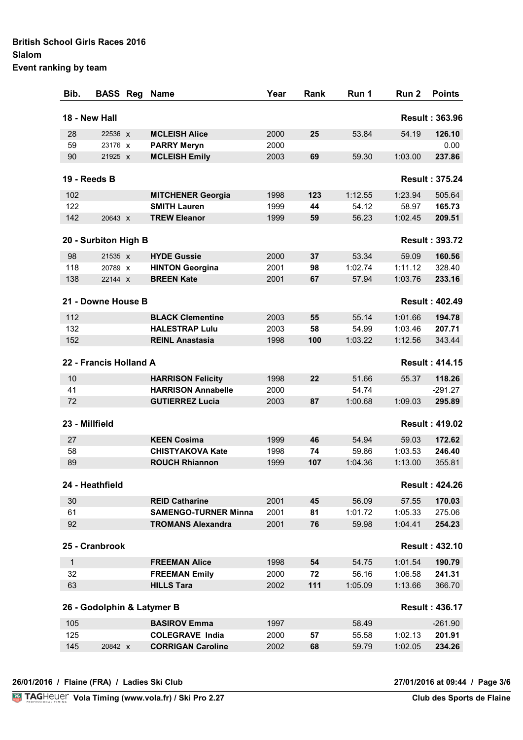**British School Girls Races 2016**
**Slalom**
**Event ranking by team**

| Bib. | BASS | Reg | Name | Year | Rank | Run 1 | Run 2 | Points |
|---|---|---|---|---|---|---|---|---|
| **18 - New Hall** | | | | | | | | **Result : 363.96** |
| 28 | 22536 | x | **MCLEISH Alice** | 2000 | **25** | 53.84 | 54.19 | **126.10** |
| 59 | 23176 | x | **PARRY Meryn** | 2000 | | | | 0.00 |
| 90 | 21925 | x | **MCLEISH Emily** | 2003 | **69** | 59.30 | 1:03.00 | **237.86** |
| **19 - Reeds B** | | | | | | | | **Result : 375.24** |
| 102 | | | **MITCHENER Georgia** | 1998 | **123** | 1:12.55 | 1:23.94 | 505.64 |
| 122 | | | **SMITH Lauren** | 1999 | **44** | 54.12 | 58.97 | **165.73** |
| 142 | 20643 | x | **TREW Eleanor** | 1999 | **59** | 56.23 | 1:02.45 | **209.51** |
| **20 - Surbiton High B** | | | | | | | | **Result : 393.72** |
| 98 | 21535 | x | **HYDE Gussie** | 2000 | **37** | 53.34 | 59.09 | **160.56** |
| 118 | 20789 | x | **HINTON Georgina** | 2001 | **98** | 1:02.74 | 1:11.12 | 328.40 |
| 138 | 22144 | x | **BREEN Kate** | 2001 | **67** | 57.94 | 1:03.76 | **233.16** |
| **21 - Downe House B** | | | | | | | | **Result : 402.49** |
| 112 | | | **BLACK Clementine** | 2003 | **55** | 55.14 | 1:01.66 | **194.78** |
| 132 | | | **HALESTRAP Lulu** | 2003 | **58** | 54.99 | 1:03.46 | **207.71** |
| 152 | | | **REINL Anastasia** | 1998 | **100** | 1:03.22 | 1:12.56 | 343.44 |
| **22 - Francis Holland A** | | | | | | | | **Result : 414.15** |
| 10 | | | **HARRISON Felicity** | 1998 | **22** | 51.66 | 55.37 | **118.26** |
| 41 | | | **HARRISON Annabelle** | 2000 | | 54.74 | | -291.27 |
| 72 | | | **GUTIERREZ Lucia** | 2003 | **87** | 1:00.68 | 1:09.03 | **295.89** |
| **23 - Millfield** | | | | | | | | **Result : 419.02** |
| 27 | | | **KEEN Cosima** | 1999 | **46** | 54.94 | 59.03 | **172.62** |
| 58 | | | **CHISTYAKOVA Kate** | 1998 | **74** | 59.86 | 1:03.53 | **246.40** |
| 89 | | | **ROUCH Rhiannon** | 1999 | **107** | 1:04.36 | 1:13.00 | 355.81 |
| **24 - Heathfield** | | | | | | | | **Result : 424.26** |
| 30 | | | **REID Catharine** | 2001 | **45** | 56.09 | 57.55 | **170.03** |
| 61 | | | **SAMENGO-TURNER Minna** | 2001 | **81** | 1:01.72 | 1:05.33 | 275.06 |
| 92 | | | **TROMANS Alexandra** | 2001 | **76** | 59.98 | 1:04.41 | **254.23** |
| **25 - Cranbrook** | | | | | | | | **Result : 432.10** |
| 1 | | | **FREEMAN Alice** | 1998 | **54** | 54.75 | 1:01.54 | **190.79** |
| 32 | | | **FREEMAN Emily** | 2000 | **72** | 56.16 | 1:06.58 | **241.31** |
| 63 | | | **HILLS Tara** | 2002 | **111** | 1:05.09 | 1:13.66 | 366.70 |
| **26 - Godolphin & Latymer B** | | | | | | | | **Result : 436.17** |
| 105 | | | **BASIROV Emma** | 1997 | | 58.49 | | -261.90 |
| 125 | | | **COLEGRAVE India** | 2000 | **57** | 55.58 | 1:02.13 | **201.91** |
| 145 | 20842 | x | **CORRIGAN Caroline** | 2002 | **68** | 59.79 | 1:02.05 | **234.26** |

26/01/2016 / Flaine (FRA) / Ladies Ski Club — 27/01/2016 at 09:44

Vola Timing (www.vola.fr) / Ski Pro 2.27 — Club des Sports de Flaine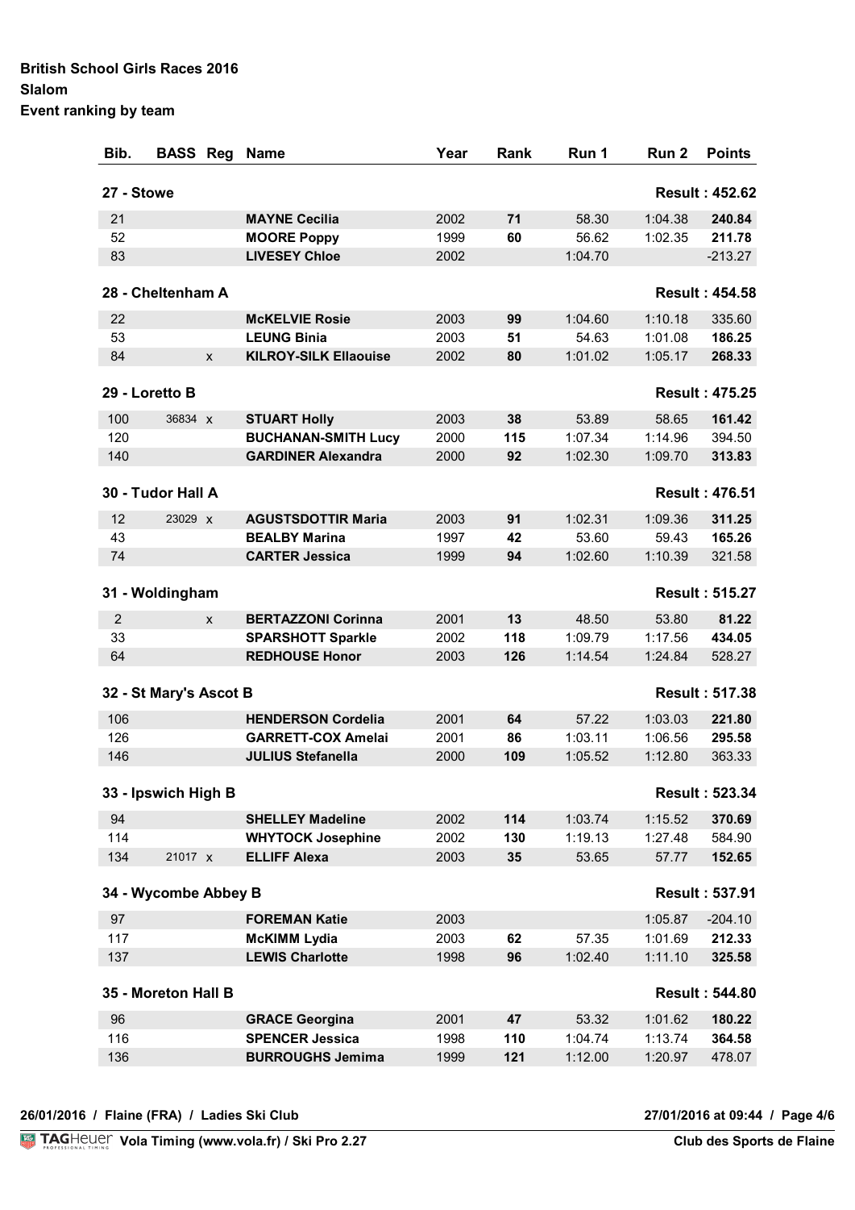**British School Girls Races 2016**
**Slalom**
**Event ranking by team**

| Bib. | BASS | Reg | Name | Year | Rank | Run 1 | Run 2 | Points |
|---|---|---|---|---|---|---|---|---|
| **27 - Stowe** | | | | | | | | **Result : 452.62** |
| 21 | | | **MAYNE Cecilia** | 2002 | **71** | 58.30 | 1:04.38 | **240.84** |
| 52 | | | **MOORE Poppy** | 1999 | **60** | 56.62 | 1:02.35 | **211.78** |
| 83 | | | **LIVESEY Chloe** | 2002 | | 1:04.70 | | -213.27 |
| **28 - Cheltenham A** | | | | | | | | **Result : 454.58** |
| 22 | | | **McKELVIE Rosie** | 2003 | **99** | 1:04.60 | 1:10.18 | 335.60 |
| 53 | | | **LEUNG Binia** | 2003 | **51** | 54.63 | 1:01.08 | **186.25** |
| 84 | | x | **KILROY-SILK Ellaouise** | 2002 | **80** | 1:01.02 | 1:05.17 | **268.33** |
| **29 - Loretto B** | | | | | | | | **Result : 475.25** |
| 100 | 36834 | x | **STUART Holly** | 2003 | **38** | 53.89 | 58.65 | **161.42** |
| 120 | | | **BUCHANAN-SMITH Lucy** | 2000 | **115** | 1:07.34 | 1:14.96 | 394.50 |
| 140 | | | **GARDINER Alexandra** | 2000 | **92** | 1:02.30 | 1:09.70 | **313.83** |
| **30 - Tudor Hall A** | | | | | | | | **Result : 476.51** |
| 12 | 23029 | x | **AGUSTSDOTTIR Maria** | 2003 | **91** | 1:02.31 | 1:09.36 | **311.25** |
| 43 | | | **BEALBY Marina** | 1997 | **42** | 53.60 | 59.43 | **165.26** |
| 74 | | | **CARTER Jessica** | 1999 | **94** | 1:02.60 | 1:10.39 | 321.58 |
| **31 - Woldingham** | | | | | | | | **Result : 515.27** |
| 2 | | x | **BERTAZZONI Corinna** | 2001 | **13** | 48.50 | 53.80 | **81.22** |
| 33 | | | **SPARSHOTT Sparkle** | 2002 | **118** | 1:09.79 | 1:17.56 | **434.05** |
| 64 | | | **REDHOUSE Honor** | 2003 | **126** | 1:14.54 | 1:24.84 | 528.27 |
| **32 - St Mary's Ascot B** | | | | | | | | **Result : 517.38** |
| 106 | | | **HENDERSON Cordelia** | 2001 | **64** | 57.22 | 1:03.03 | **221.80** |
| 126 | | | **GARRETT-COX Amelai** | 2001 | **86** | 1:03.11 | 1:06.56 | **295.58** |
| 146 | | | **JULIUS Stefanella** | 2000 | **109** | 1:05.52 | 1:12.80 | 363.33 |
| **33 - Ipswich High B** | | | | | | | | **Result : 523.34** |
| 94 | | | **SHELLEY Madeline** | 2002 | **114** | 1:03.74 | 1:15.52 | **370.69** |
| 114 | | | **WHYTOCK Josephine** | 2002 | **130** | 1:19.13 | 1:27.48 | 584.90 |
| 134 | 21017 | x | **ELLIFF Alexa** | 2003 | **35** | 53.65 | 57.77 | **152.65** |
| **34 - Wycombe Abbey B** | | | | | | | | **Result : 537.91** |
| 97 | | | **FOREMAN Katie** | 2003 | | | 1:05.87 | -204.10 |
| 117 | | | **McKIMM Lydia** | 2003 | **62** | 57.35 | 1:01.69 | **212.33** |
| 137 | | | **LEWIS Charlotte** | 1998 | **96** | 1:02.40 | 1:11.10 | **325.58** |
| **35 - Moreton Hall B** | | | | | | | | **Result : 544.80** |
| 96 | | | **GRACE Georgina** | 2001 | **47** | 53.32 | 1:01.62 | **180.22** |
| 116 | | | **SPENCER Jessica** | 1998 | **110** | 1:04.74 | 1:13.74 | **364.58** |
| 136 | | | **BURROUGHS Jemima** | 1999 | **121** | 1:12.00 | 1:20.97 | 478.07 |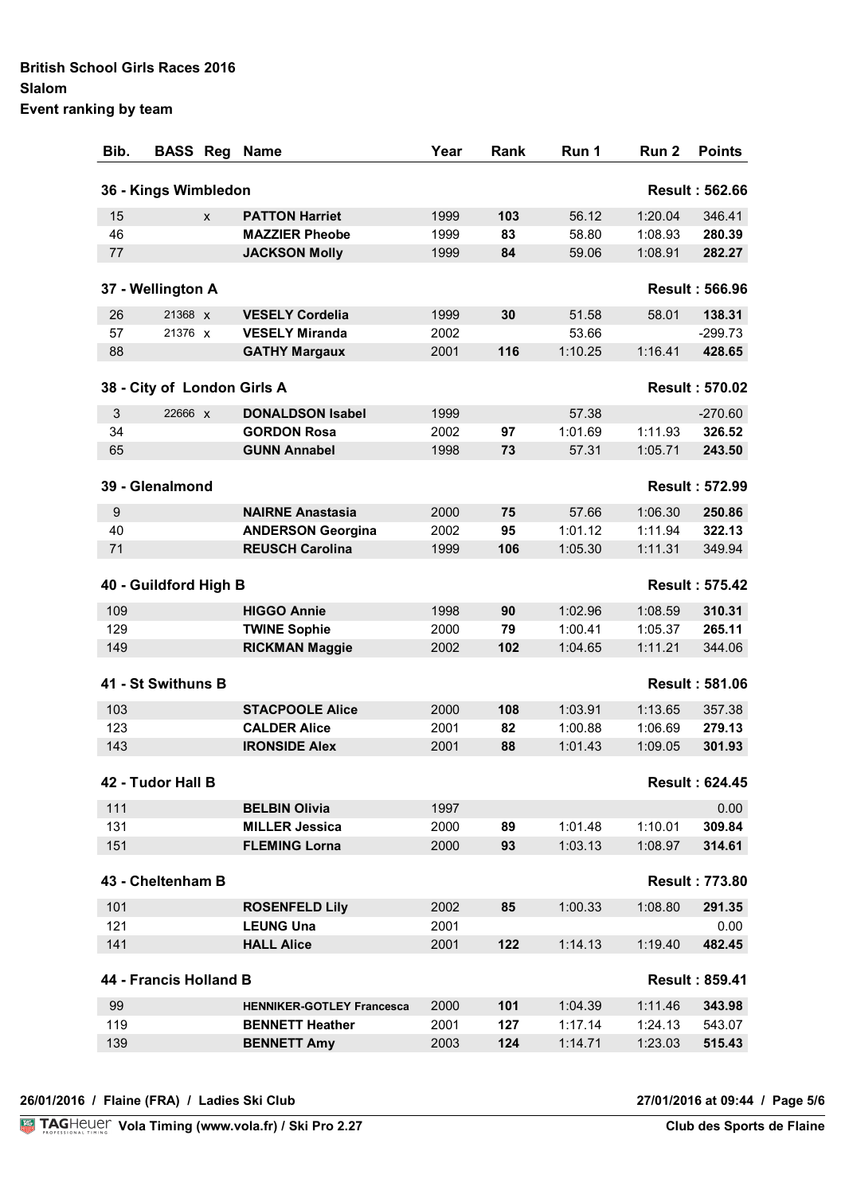**British School Girls Races 2016**
**Slalom**
**Event ranking by team**

| Bib. | BASS | Reg | Name | Year | Rank | Run 1 | Run 2 | Points |
|---|---|---|---|---|---|---|---|---|
| **36 - Kings Wimbledon** | | | | | | | | **Result : 562.66** |
| 15 | | x | **PATTON Harriet** | 1999 | **103** | 56.12 | 1:20.04 | 346.41 |
| 46 | | | **MAZZIER Pheobe** | 1999 | **83** | 58.80 | 1:08.93 | **280.39** |
| 77 | | | **JACKSON Molly** | 1999 | **84** | 59.06 | 1:08.91 | **282.27** |
| **37 - Wellington A** | | | | | | | | **Result : 566.96** |
| 26 | 21368 | x | **VESELY Cordelia** | 1999 | **30** | 51.58 | 58.01 | **138.31** |
| 57 | 21376 | x | **VESELY Miranda** | 2002 | | 53.66 | | -299.73 |
| 88 | | | **GATHY Margaux** | 2001 | **116** | 1:10.25 | 1:16.41 | **428.65** |
| **38 - City of London Girls A** | | | | | | | | **Result : 570.02** |
| 3 | 22666 | x | **DONALDSON Isabel** | 1999 | | 57.38 | | -270.60 |
| 34 | | | **GORDON Rosa** | 2002 | **97** | 1:01.69 | 1:11.93 | **326.52** |
| 65 | | | **GUNN Annabel** | 1998 | **73** | 57.31 | 1:05.71 | **243.50** |
| **39 - Glenalmond** | | | | | | | | **Result : 572.99** |
| 9 | | | **NAIRNE Anastasia** | 2000 | **75** | 57.66 | 1:06.30 | **250.86** |
| 40 | | | **ANDERSON Georgina** | 2002 | **95** | 1:01.12 | 1:11.94 | **322.13** |
| 71 | | | **REUSCH Carolina** | 1999 | **106** | 1:05.30 | 1:11.31 | 349.94 |
| **40 - Guildford High B** | | | | | | | | **Result : 575.42** |
| 109 | | | **HIGGO Annie** | 1998 | **90** | 1:02.96 | 1:08.59 | **310.31** |
| 129 | | | **TWINE Sophie** | 2000 | **79** | 1:00.41 | 1:05.37 | **265.11** |
| 149 | | | **RICKMAN Maggie** | 2002 | **102** | 1:04.65 | 1:11.21 | 344.06 |
| **41 - St Swithuns B** | | | | | | | | **Result : 581.06** |
| 103 | | | **STACPOOLE Alice** | 2000 | **108** | 1:03.91 | 1:13.65 | 357.38 |
| 123 | | | **CALDER Alice** | 2001 | **82** | 1:00.88 | 1:06.69 | **279.13** |
| 143 | | | **IRONSIDE Alex** | 2001 | **88** | 1:01.43 | 1:09.05 | **301.93** |
| **42 - Tudor Hall B** | | | | | | | | **Result : 624.45** |
| 111 | | | **BELBIN Olivia** | 1997 | | | | 0.00 |
| 131 | | | **MILLER Jessica** | 2000 | **89** | 1:01.48 | 1:10.01 | **309.84** |
| 151 | | | **FLEMING Lorna** | 2000 | **93** | 1:03.13 | 1:08.97 | **314.61** |
| **43 - Cheltenham B** | | | | | | | | **Result : 773.80** |
| 101 | | | **ROSENFELD Lily** | 2002 | **85** | 1:00.33 | 1:08.80 | **291.35** |
| 121 | | | **LEUNG Una** | 2001 | | | | 0.00 |
| 141 | | | **HALL Alice** | 2001 | **122** | 1:14.13 | 1:19.40 | **482.45** |
| **44 - Francis Holland B** | | | | | | | | **Result : 859.41** |
| 99 | | | **HENNIKER-GOTLEY Francesca** | 2000 | **101** | 1:04.39 | 1:11.46 | **343.98** |
| 119 | | | **BENNETT Heather** | 2001 | **127** | 1:17.14 | 1:24.13 | 543.07 |
| 139 | | | **BENNETT Amy** | 2003 | **124** | 1:14.71 | 1:23.03 | **515.43** |

**26/01/2016 / Flaine (FRA) / Ladies Ski Club** — **27/01/2016 at 09:44**

TAGHeuer **Vola Timing (www.vola.fr) / Ski Pro 2.27** — **Club des Sports de Flaine**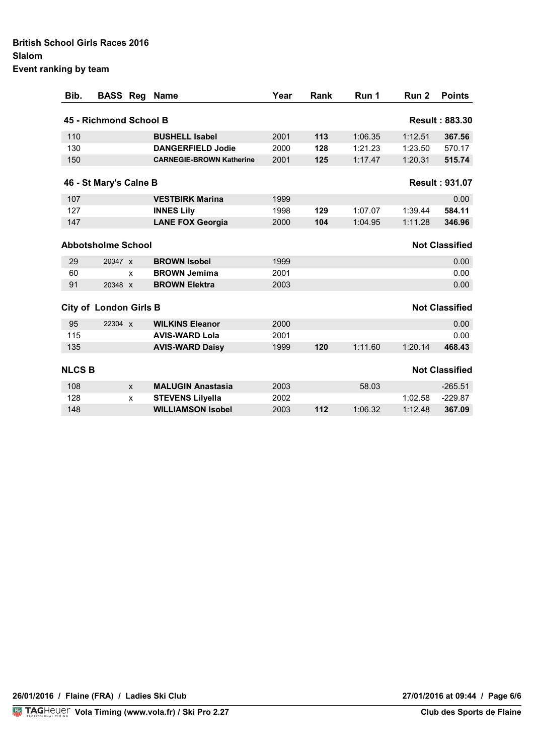**British School Girls Races 2016**
**Slalom**
**Event ranking by team**

| Bib. | BASS | Reg | Name | Year | Rank | Run 1 | Run 2 | Points |
|---|---|---|---|---|---|---|---|---|
| **45 - Richmond School B** | | | | | | | | **Result : 883.30** |
| 110 | | | **BUSHELL Isabel** | 2001 | **113** | 1:06.35 | 1:12.51 | **367.56** |
| 130 | | | **DANGERFIELD Jodie** | 2000 | **128** | 1:21.23 | 1:23.50 | 570.17 |
| 150 | | | **CARNEGIE-BROWN Katherine** | 2001 | **125** | 1:17.47 | 1:20.31 | **515.74** |
| **46 - St Mary's Calne B** | | | | | | | | **Result : 931.07** |
| 107 | | | **VESTBIRK Marina** | 1999 | | | | 0.00 |
| 127 | | | **INNES Lily** | 1998 | **129** | 1:07.07 | 1:39.44 | **584.11** |
| 147 | | | **LANE FOX Georgia** | 2000 | **104** | 1:04.95 | 1:11.28 | **346.96** |
| **Abbotsholme School** | | | | | | | | **Not Classified** |
| 29 | 20347 | x | **BROWN Isobel** | 1999 | | | | 0.00 |
| 60 | | x | **BROWN Jemima** | 2001 | | | | 0.00 |
| 91 | 20348 | x | **BROWN Elektra** | 2003 | | | | 0.00 |
| **City of London Girls B** | | | | | | | | **Not Classified** |
| 95 | 22304 | x | **WILKINS Eleanor** | 2000 | | | | 0.00 |
| 115 | | | **AVIS-WARD Lola** | 2001 | | | | 0.00 |
| 135 | | | **AVIS-WARD Daisy** | 1999 | **120** | 1:11.60 | 1:20.14 | **468.43** |
| **NLCS B** | | | | | | | | **Not Classified** |
| 108 | | x | **MALUGIN Anastasia** | 2003 | | 58.03 | | -265.51 |
| 128 | | x | **STEVENS Lilyella** | 2002 | | | 1:02.58 | -229.87 |
| 148 | | | **WILLIAMSON Isobel** | 2003 | **112** | 1:06.32 | 1:12.48 | **367.09** |

**26/01/2016 / Flaine (FRA) / Ladies Ski Club** **27/01/2016 at 09:44**

TAGHeuer **Vola Timing (www.vola.fr) / Ski Pro 2.27** **Club des Sports de Flaine**